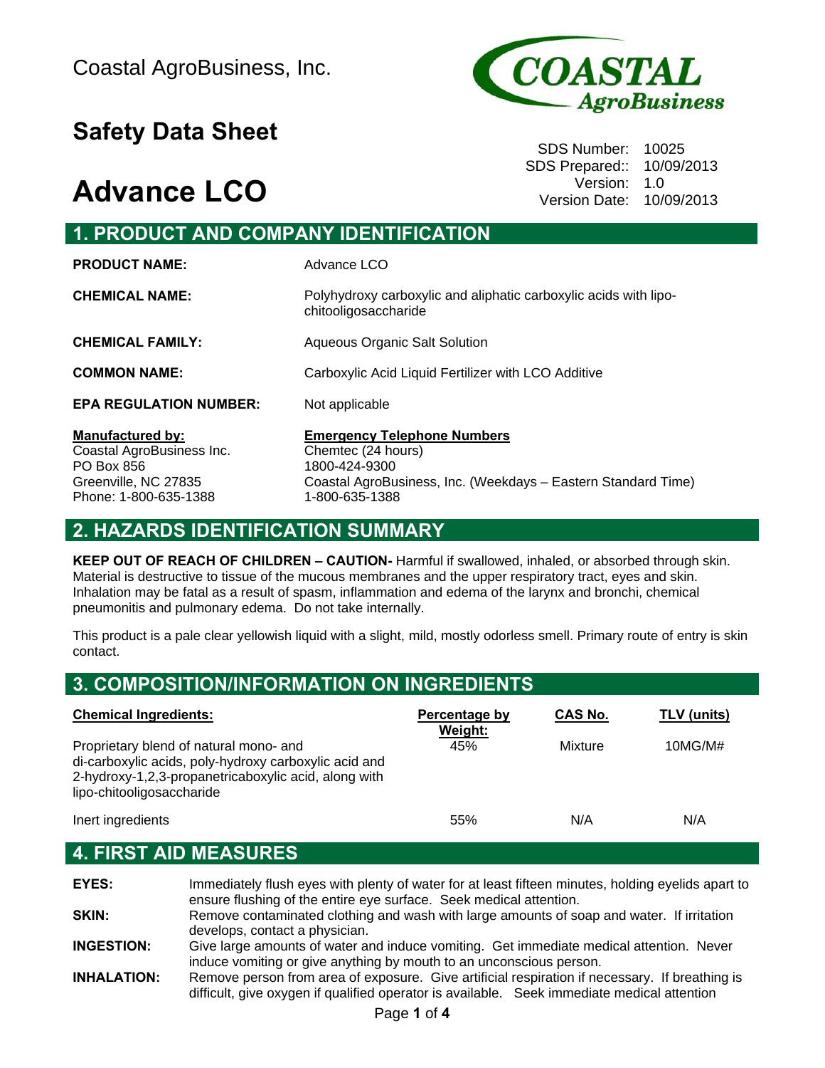Coastal AgroBusiness, Inc.

## Safety Data Sheet

SDS Number: 10025
SDS Prepared:: 10/09/2013
Version: 1.0
Version Date: 10/09/2013

# Advance LCO

## 1. PRODUCT AND COMPANY IDENTIFICATION

**PRODUCT NAME:** Advance LCO

**CHEMICAL NAME:** Polyhydroxy carboxylic and aliphatic carboxylic acids with lipo-chitooligosaccharide

**CHEMICAL FAMILY:** Aqueous Organic Salt Solution

**COMMON NAME:** Carboxylic Acid Liquid Fertilizer with LCO Additive

**EPA REGULATION NUMBER:** Not applicable

**Manufactured by:**
Coastal AgroBusiness Inc.
PO Box 856
Greenville, NC 27835
Phone: 1-800-635-1388

**Emergency Telephone Numbers**
Chemtec (24 hours)
1800-424-9300
Coastal AgroBusiness, Inc. (Weekdays – Eastern Standard Time)
1-800-635-1388

## 2. HAZARDS IDENTIFICATION SUMMARY

**KEEP OUT OF REACH OF CHILDREN – CAUTION-** Harmful if swallowed, inhaled, or absorbed through skin. Material is destructive to tissue of the mucous membranes and the upper respiratory tract, eyes and skin. Inhalation may be fatal as a result of spasm, inflammation and edema of the larynx and bronchi, chemical pneumonitis and pulmonary edema. Do not take internally.

This product is a pale clear yellowish liquid with a slight, mild, mostly odorless smell. Primary route of entry is skin contact.

## 3. COMPOSITION/INFORMATION ON INGREDIENTS

| Chemical Ingredients: | Percentage by Weight: | CAS No. | TLV (units) |
|---|---|---|---|
| Proprietary blend of natural mono- and di-carboxylic acids, poly-hydroxy carboxylic acid and 2-hydroxy-1,2,3-propanetricaboxylic acid, along with lipo-chitooligosaccharide | 45% | Mixture | 10MG/M# |
| Inert ingredients | 55% | N/A | N/A |

## 4. FIRST AID MEASURES

**EYES:** Immediately flush eyes with plenty of water for at least fifteen minutes, holding eyelids apart to ensure flushing of the entire eye surface. Seek medical attention.

**SKIN:** Remove contaminated clothing and wash with large amounts of soap and water. If irritation develops, contact a physician.

**INGESTION:** Give large amounts of water and induce vomiting. Get immediate medical attention. Never induce vomiting or give anything by mouth to an unconscious person.

**INHALATION:** Remove person from area of exposure. Give artificial respiration if necessary. If breathing is difficult, give oxygen if qualified operator is available. Seek immediate medical attention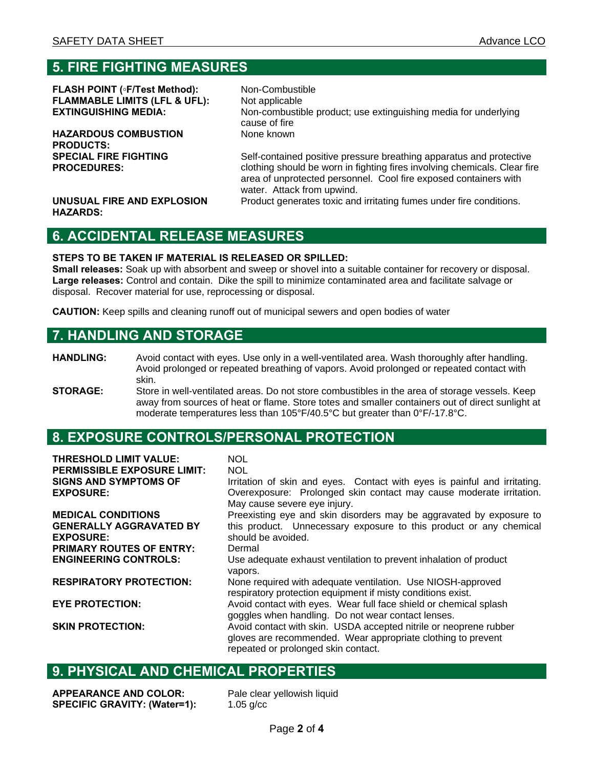## 5. FIRE FIGHTING MEASURES

**FLASH POINT (◦F/Test Method):** Non-Combustible

**FLAMMABLE LIMITS (LFL & UFL):** Not applicable

**EXTINGUISHING MEDIA:** Non-combustible product; use extinguishing media for underlying cause of fire

**HAZARDOUS COMBUSTION PRODUCTS:** None known

**SPECIAL FIRE FIGHTING PROCEDURES:** Self-contained positive pressure breathing apparatus and protective clothing should be worn in fighting fires involving chemicals. Clear fire area of unprotected personnel. Cool fire exposed containers with water. Attack from upwind.

**UNUSUAL FIRE AND EXPLOSION HAZARDS:** Product generates toxic and irritating fumes under fire conditions.

## 6. ACCIDENTAL RELEASE MEASURES

**STEPS TO BE TAKEN IF MATERIAL IS RELEASED OR SPILLED:**

**Small releases:** Soak up with absorbent and sweep or shovel into a suitable container for recovery or disposal.
**Large releases:** Control and contain. Dike the spill to minimize contaminated area and facilitate salvage or disposal. Recover material for use, reprocessing or disposal.

**CAUTION:** Keep spills and cleaning runoff out of municipal sewers and open bodies of water

## 7. HANDLING AND STORAGE

**HANDLING:** Avoid contact with eyes. Use only in a well-ventilated area. Wash thoroughly after handling. Avoid prolonged or repeated breathing of vapors. Avoid prolonged or repeated contact with skin.

**STORAGE:** Store in well-ventilated areas. Do not store combustibles in the area of storage vessels. Keep away from sources of heat or flame. Store totes and smaller containers out of direct sunlight at moderate temperatures less than 105°F/40.5°C but greater than 0°F/-17.8°C.

## 8. EXPOSURE CONTROLS/PERSONAL PROTECTION

**THRESHOLD LIMIT VALUE:** NOL

**PERMISSIBLE EXPOSURE LIMIT:** NOL

**SIGNS AND SYMPTOMS OF EXPOSURE:** Irritation of skin and eyes. Contact with eyes is painful and irritating. Overexposure: Prolonged skin contact may cause moderate irritation. May cause severe eye injury.

**MEDICAL CONDITIONS GENERALLY AGGRAVATED BY EXPOSURE:** Preexisting eye and skin disorders may be aggravated by exposure to this product. Unnecessary exposure to this product or any chemical should be avoided.

**PRIMARY ROUTES OF ENTRY:** Dermal

**ENGINEERING CONTROLS:** Use adequate exhaust ventilation to prevent inhalation of product vapors.

**RESPIRATORY PROTECTION:** None required with adequate ventilation. Use NIOSH-approved respiratory protection equipment if misty conditions exist.

**EYE PROTECTION:** Avoid contact with eyes. Wear full face shield or chemical splash goggles when handling. Do not wear contact lenses.

**SKIN PROTECTION:** Avoid contact with skin. USDA accepted nitrile or neoprene rubber gloves are recommended. Wear appropriate clothing to prevent repeated or prolonged skin contact.

## 9. PHYSICAL AND CHEMICAL PROPERTIES

**APPEARANCE AND COLOR:** Pale clear yellowish liquid

**SPECIFIC GRAVITY: (Water=1):** 1.05 g/cc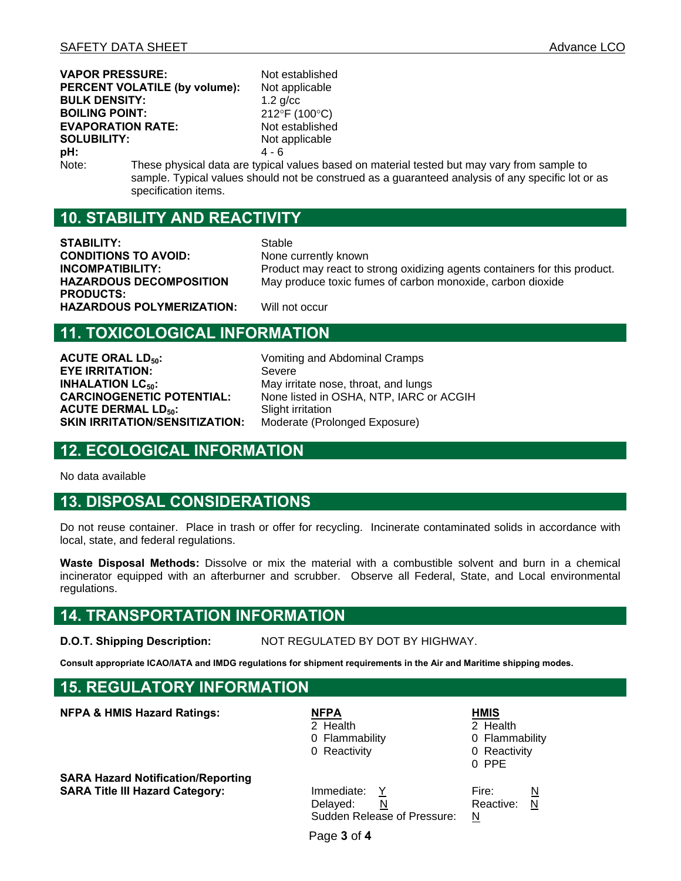| | |
|---|---|
| **VAPOR PRESSURE:** | Not established |
| **PERCENT VOLATILE (by volume):** | Not applicable |
| **BULK DENSITY:** | 1.2 g/cc |
| **BOILING POINT:** | 212°F (100°C) |
| **EVAPORATION RATE:** | Not established |
| **SOLUBILITY:** | Not applicable |
| **pH:** | 4 - 6 |

Note: These physical data are typical values based on material tested but may vary from sample to sample. Typical values should not be construed as a guaranteed analysis of any specific lot or as specification items.

## 10. STABILITY AND REACTIVITY

| | |
|---|---|
| **STABILITY:** | Stable |
| **CONDITIONS TO AVOID:** | None currently known |
| **INCOMPATIBILITY:** | Product may react to strong oxidizing agents containers for this product. |
| **HAZARDOUS DECOMPOSITION PRODUCTS:** | May produce toxic fumes of carbon monoxide, carbon dioxide |
| **HAZARDOUS POLYMERIZATION:** | Will not occur |

## 11. TOXICOLOGICAL INFORMATION

| | |
|---|---|
| **ACUTE ORAL $LD_{50}$:** | Vomiting and Abdominal Cramps |
| **EYE IRRITATION:** | Severe |
| **INHALATION $LC_{50}$:** | May irritate nose, throat, and lungs |
| **CARCINOGENETIC POTENTIAL:** | None listed in OSHA, NTP, IARC or ACGIH |
| **ACUTE DERMAL $LD_{50}$:** | Slight irritation |
| **SKIN IRRITATION/SENSITIZATION:** | Moderate (Prolonged Exposure) |

## 12. ECOLOGICAL INFORMATION

No data available

## 13. DISPOSAL CONSIDERATIONS

Do not reuse container. Place in trash or offer for recycling. Incinerate contaminated solids in accordance with local, state, and federal regulations.

**Waste Disposal Methods:** Dissolve or mix the material with a combustible solvent and burn in a chemical incinerator equipped with an afterburner and scrubber. Observe all Federal, State, and Local environmental regulations.

## 14. TRANSPORTATION INFORMATION

**D.O.T. Shipping Description:** NOT REGULATED BY DOT BY HIGHWAY.

**Consult appropriate ICAO/IATA and IMDG regulations for shipment requirements in the Air and Maritime shipping modes.**

## 15. REGULATORY INFORMATION

**NFPA & HMIS Hazard Ratings:**

| NFPA | HMIS |
|---|---|
| 2 Health | 2 Health |
| 0 Flammability | 0 Flammability |
| 0 Reactivity | 0 Reactivity |
| | 0 PPE |

**SARA Hazard Notification/Reporting**

**SARA Title III Hazard Category:**

| | | | |
|---|---|---|---|
| Immediate: | Y | Fire: | N |
| Delayed: | N | Reactive: | N |
| Sudden Release of Pressure: | N | | |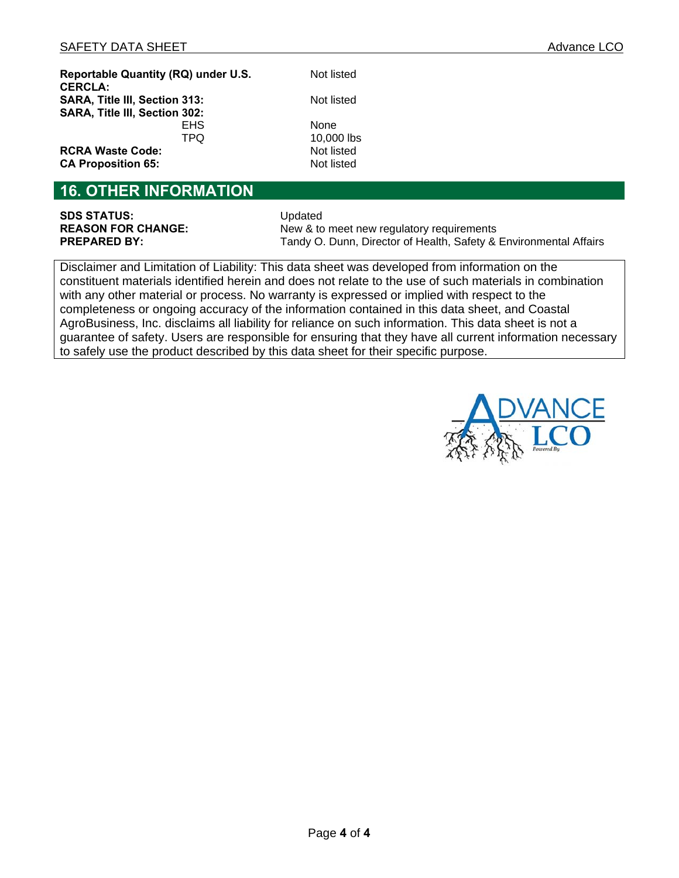| | |
|---|---|
| **Reportable Quantity (RQ) under U.S. CERCLA:** | Not listed |
| **SARA, Title III, Section 313:** | Not listed |
| **SARA, Title III, Section 302:** | |
| EHS | None |
| TPQ | 10,000 lbs |
| **RCRA Waste Code:** | Not listed |
| **CA Proposition 65:** | Not listed |

## 16. OTHER INFORMATION

| | |
|---|---|
| **SDS STATUS:** | Updated |
| **REASON FOR CHANGE:** | New & to meet new regulatory requirements |
| **PREPARED BY:** | Tandy O. Dunn, Director of Health, Safety & Environmental Affairs |

Disclaimer and Limitation of Liability: This data sheet was developed from information on the constituent materials identified herein and does not relate to the use of such materials in combination with any other material or process. No warranty is expressed or implied with respect to the completeness or ongoing accuracy of the information contained in this data sheet, and Coastal AgroBusiness, Inc. disclaims all liability for reliance on such information. This data sheet is not a guarantee of safety. Users are responsible for ensuring that they have all current information necessary to safely use the product described by this data sheet for their specific purpose.

ADVANCE LCO

Powered By